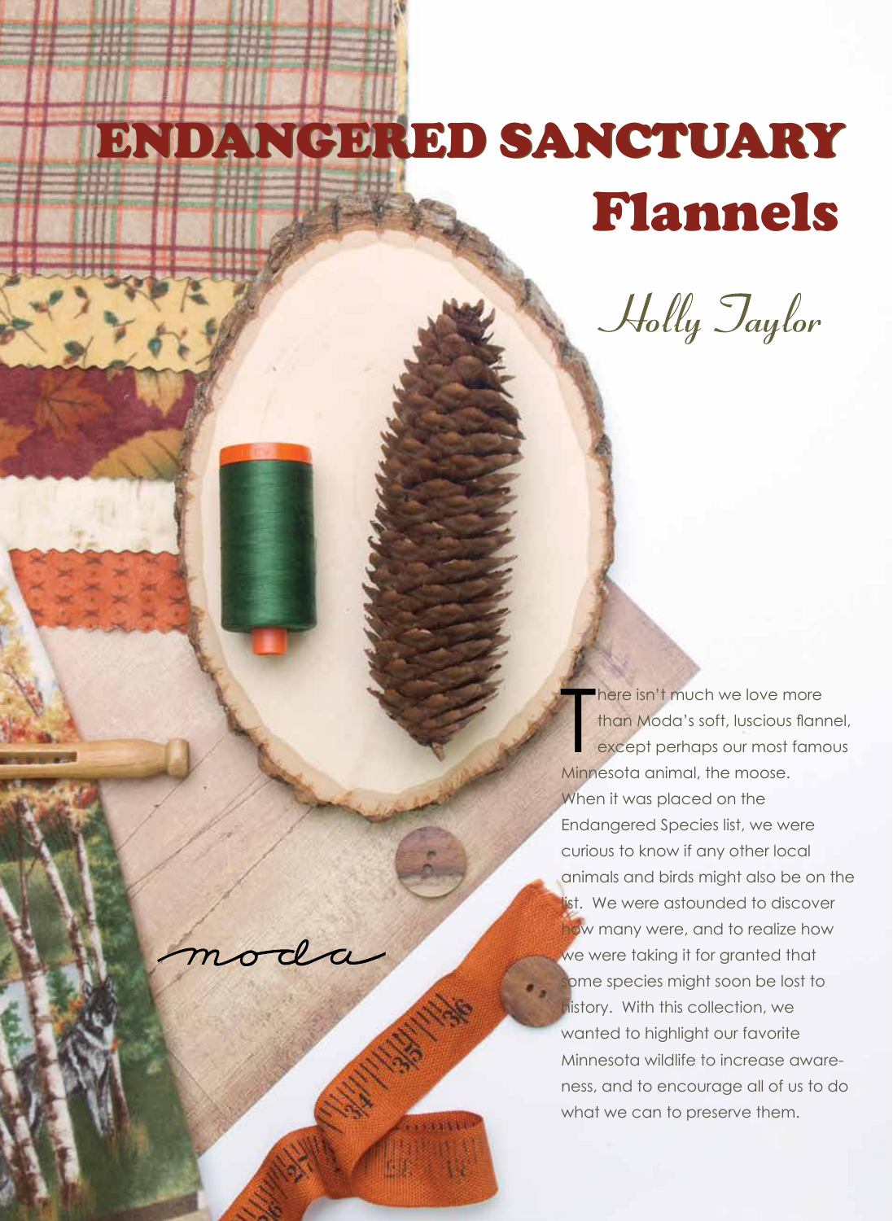# ENDANGERED SANCTUARY Flannels

*Holly Taylor*

moda

There isn't much we love more than Moda's soft, luscious flannel, except perhaps our most famous Minnesota animal, the moose. When it was placed on the Endangered Species list, we were curious to know if any other local animals and birds might also be on the list. We were astounded to discover how many were, and to realize how we were taking it for granted that some species might soon be lost to history. With this collection, we wanted to highlight our favorite Minnesota wildlife to increase awareness, and to encourage all of us to do what we can to preserve them.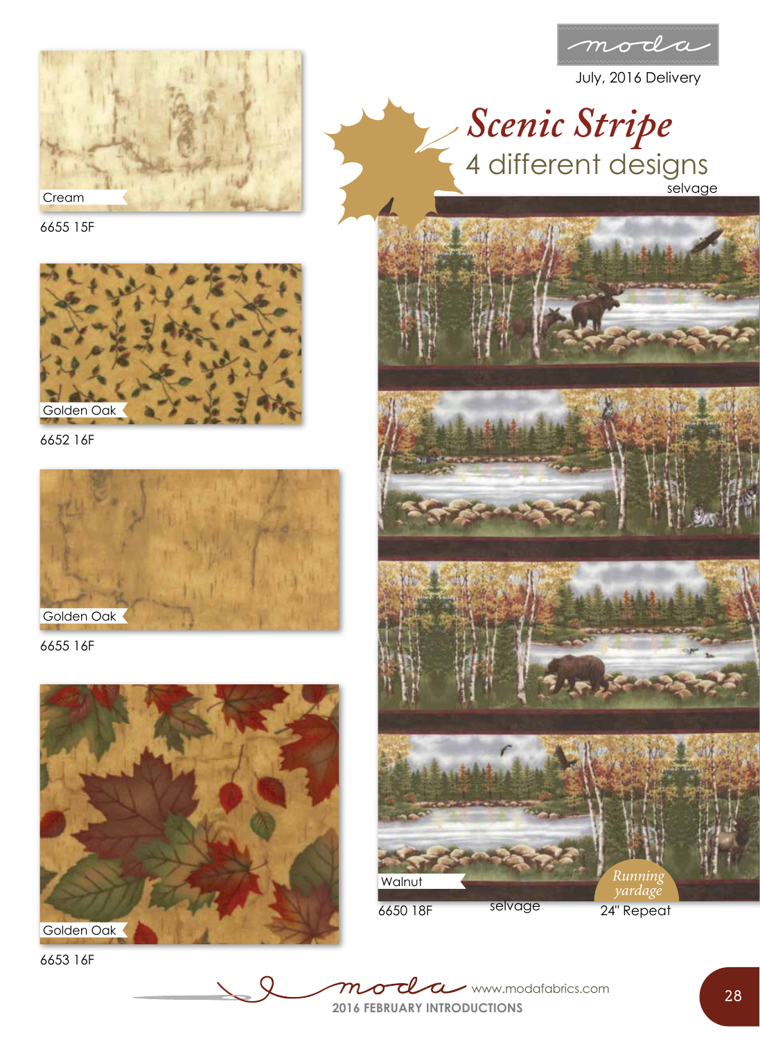moda

July, 2016 Delivery

# Scenic Stripe

## 4 different designs

Cream
6655 15F

Golden Oak
6652 16F

Golden Oak
6655 16F

Golden Oak
6653 16F

selvage

Walnut
6650 18F

selvage

*Running yardage*

24" Repeat

moda www.modafabrics.com

**2016 FEBRUARY INTRODUCTIONS**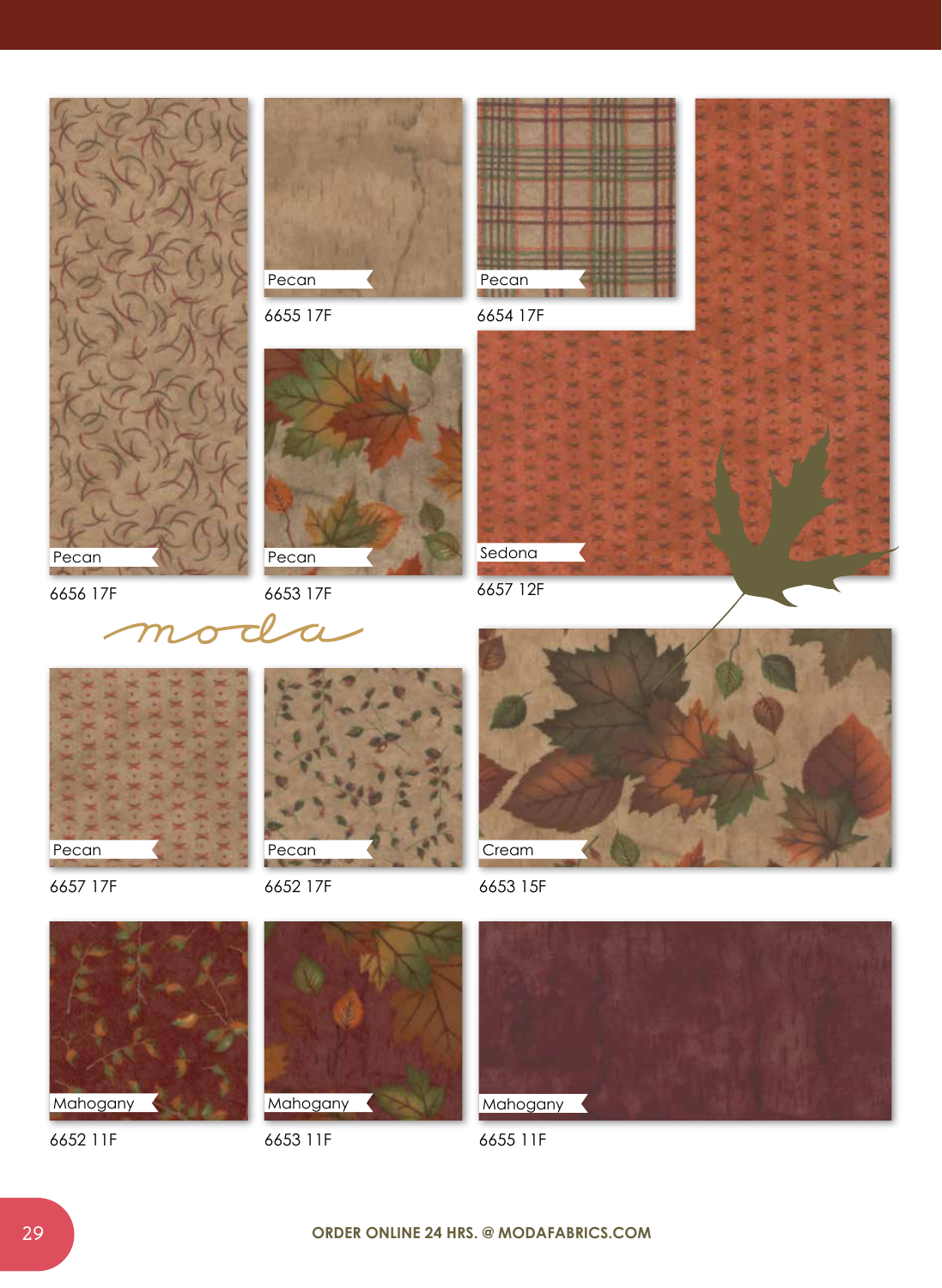Pecan

6656 17F

Pecan

6655 17F

Pecan

6653 17F

Pecan

6654 17F

Sedona

6657 12F

moda

Pecan

6657 17F

Pecan

6652 17F

Cream

6653 15F

Mahogany

6652 11F

Mahogany

6653 11F

Mahogany

6655 11F

**ORDER ONLINE 24 HRS. @ MODAFABRICS.COM**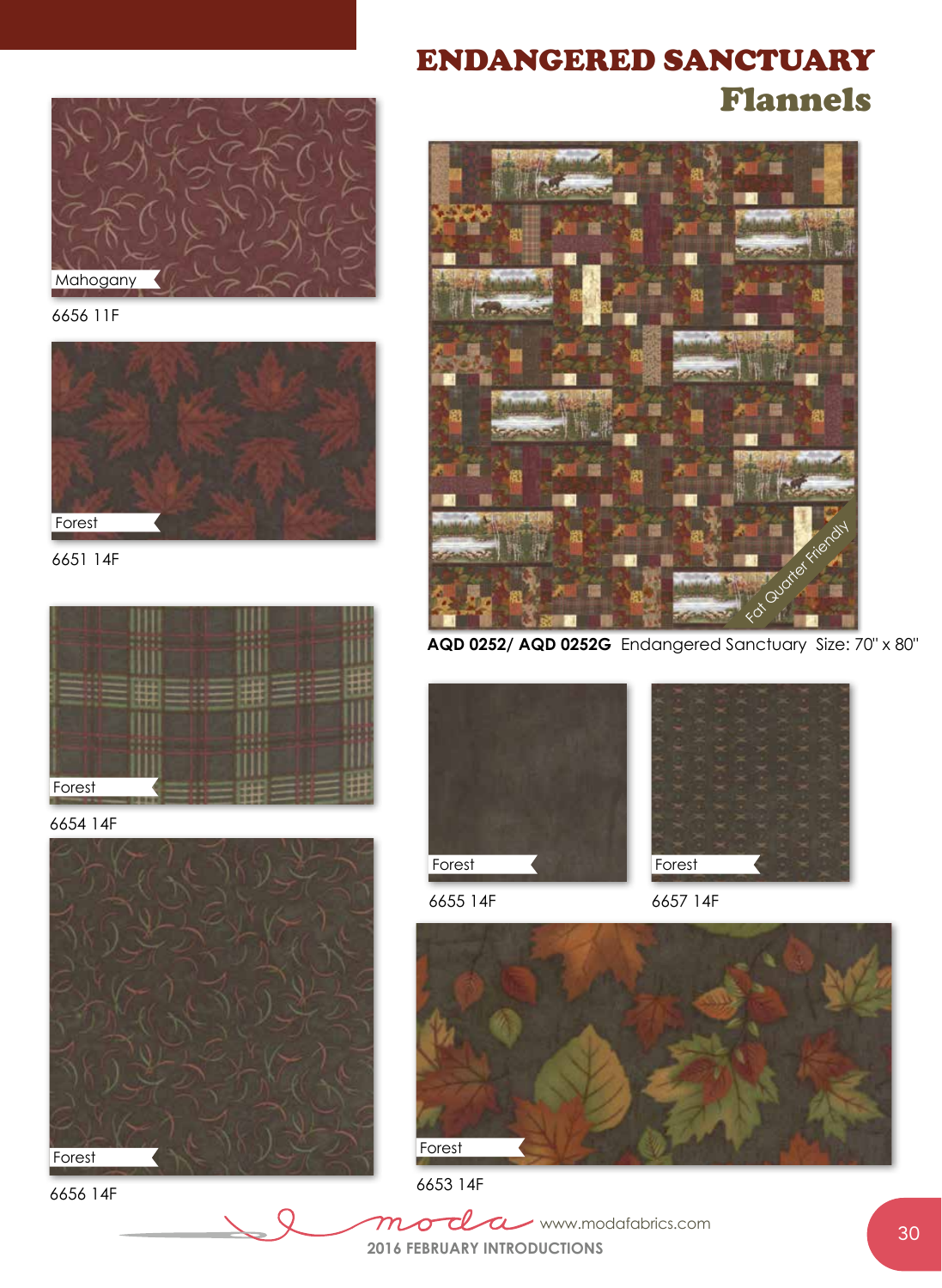# ENDANGERED SANCTUARY
## Flannels

Mahogany

6656 11F

Forest

6651 14F

Forest

6654 14F

Forest

6656 14F

Fat Quarter Friendly

**AQD 0252/ AQD 0252G** Endangered Sanctuary Size: 70" x 80"

Forest

6655 14F

Forest

6657 14F

Forest

6653 14F

moda www.modafabrics.com

2016 FEBRUARY INTRODUCTIONS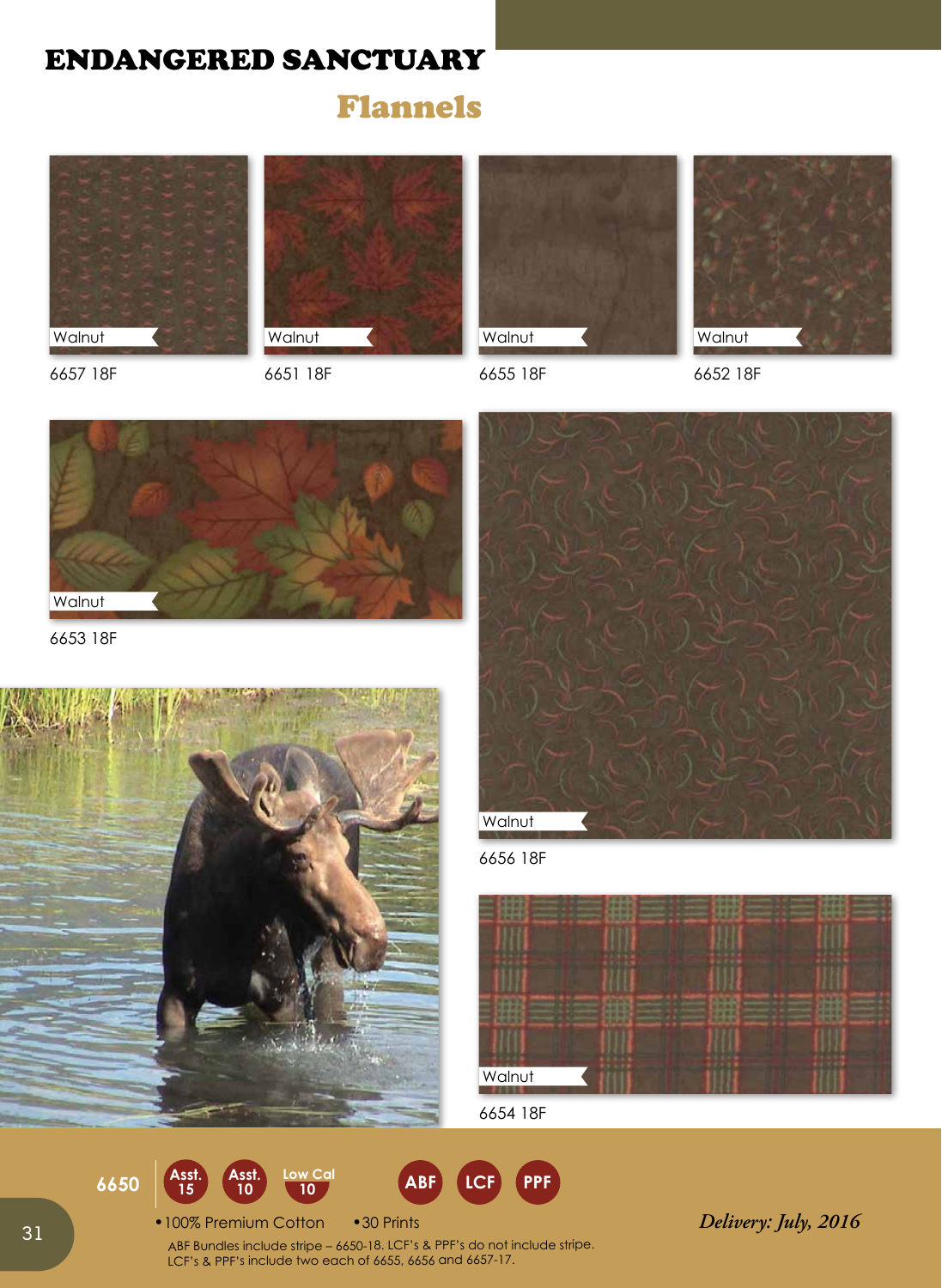# ENDANGERED SANCTUARY

## Flannels

Walnut

6657 18F

Walnut

6651 18F

Walnut

6655 18F

Walnut

6652 18F

Walnut

6653 18F

Walnut

6656 18F

Walnut

6654 18F

**6650** Asst. 15 Asst. 10 Low Cal 10 ABF LCF PPF

- 100% Premium Cotton
- 30 Prints

ABF Bundles include stripe – 6650-18. LCF's & PPF's do not include stripe.
LCF's & PPF's include two each of 6655, 6656 and 6657-17.

*Delivery: July, 2016*